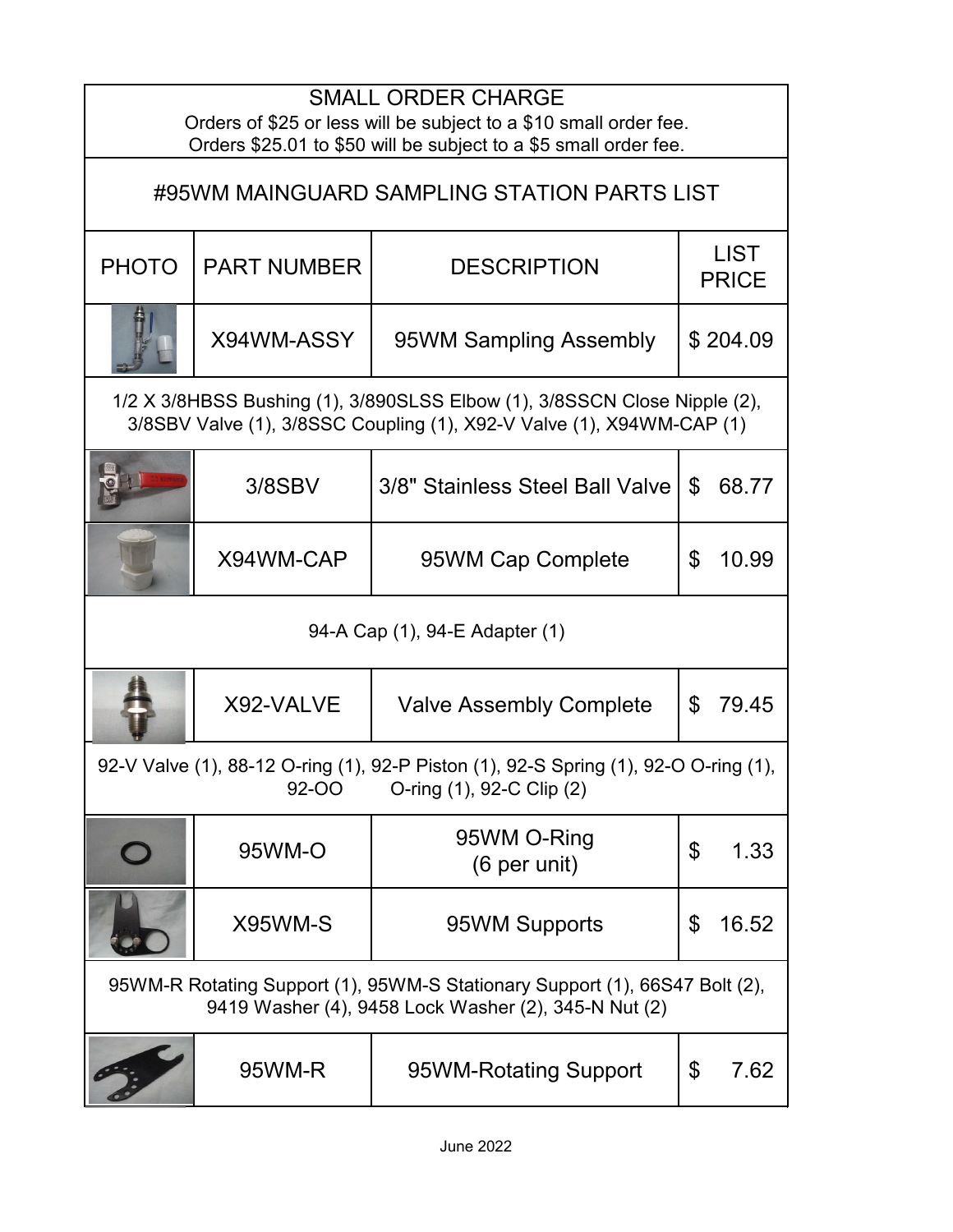SMALL ORDER CHARGE

Orders of $25 or less will be subject to a $10 small order fee.
Orders $25.01 to $50 will be subject to a $5 small order fee.

# #95WM MAINGUARD SAMPLING STATION PARTS LIST

| PHOTO | PART NUMBER | DESCRIPTION | LIST PRICE |
|---|---|---|---|
| | X94WM-ASSY | 95WM Sampling Assembly | $ 204.09 |
| 1/2 X 3/8HBSS Bushing (1), 3/890SLSS Elbow (1), 3/8SSCN Close Nipple (2), 3/8SBV Valve (1), 3/8SSC Coupling (1), X92-V Valve (1), X94WM-CAP (1) | | | |
| | 3/8SBV | 3/8" Stainless Steel Ball Valve | $ 68.77 |
| | X94WM-CAP | 95WM Cap Complete | $ 10.99 |
| 94-A Cap (1), 94-E Adapter (1) | | | |
| | X92-VALVE | Valve Assembly Complete | $ 79.45 |
| 92-V Valve (1), 88-12 O-ring (1), 92-P Piston (1), 92-S Spring (1), 92-O O-ring (1), 92-OO O-ring (1), 92-C Clip (2) | | | |
| | 95WM-O | 95WM O-Ring (6 per unit) | $ 1.33 |
| | X95WM-S | 95WM Supports | $ 16.52 |
| 95WM-R Rotating Support (1), 95WM-S Stationary Support (1), 66S47 Bolt (2), 9419 Washer (4), 9458 Lock Washer (2), 345-N Nut (2) | | | |
| | 95WM-R | 95WM-Rotating Support | $ 7.62 |

June 2022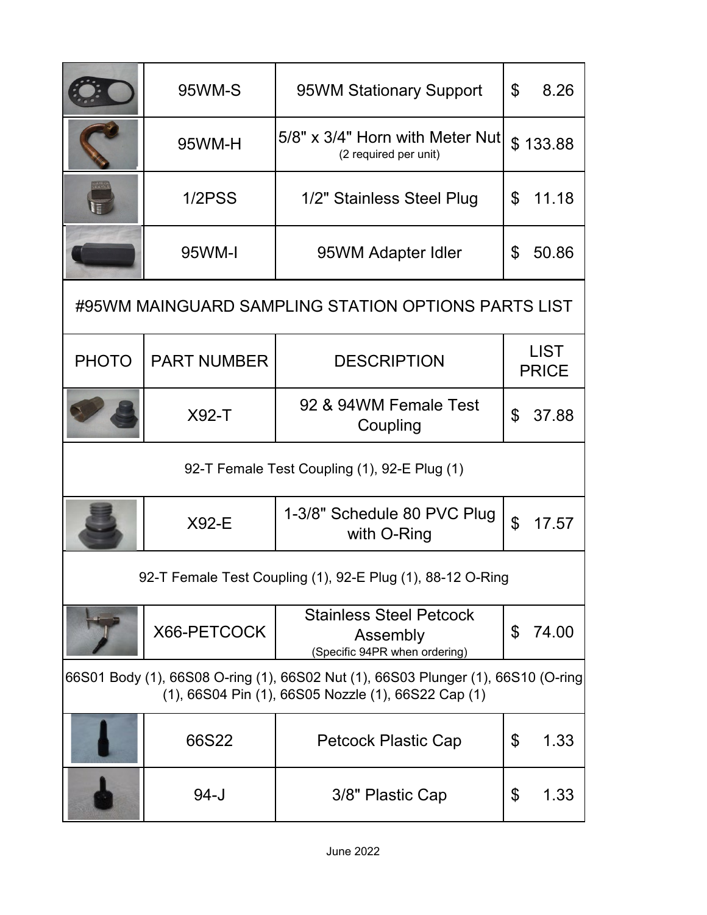| | | | |
|---|---|---|---|
| | 95WM-S | 95WM Stationary Support | $ 8.26 |
| | 95WM-H | 5/8" x 3/4" Horn with Meter Nut (2 required per unit) | $ 133.88 |
| | 1/2PSS | 1/2" Stainless Steel Plug | $ 11.18 |
| | 95WM-I | 95WM Adapter Idler | $ 50.86 |

## #95WM MAINGUARD SAMPLING STATION OPTIONS PARTS LIST

| PHOTO | PART NUMBER | DESCRIPTION | LIST PRICE |
|---|---|---|---|
| | X92-T | 92 & 94WM Female Test Coupling | $ 37.88 |
| 92-T Female Test Coupling (1), 92-E Plug (1) | | | |
| | X92-E | 1-3/8" Schedule 80 PVC Plug with O-Ring | $ 17.57 |
| 92-T Female Test Coupling (1), 92-E Plug (1), 88-12 O-Ring | | | |
| | X66-PETCOCK | Stainless Steel Petcock Assembly (Specific 94PR when ordering) | $ 74.00 |
| 66S01 Body (1), 66S08 O-ring (1), 66S02 Nut (1), 66S03 Plunger (1), 66S10 (O-ring (1), 66S04 Pin (1), 66S05 Nozzle (1), 66S22 Cap (1) | | | |
| | 66S22 | Petcock Plastic Cap | $ 1.33 |
| | 94-J | 3/8" Plastic Cap | $ 1.33 |

June 2022